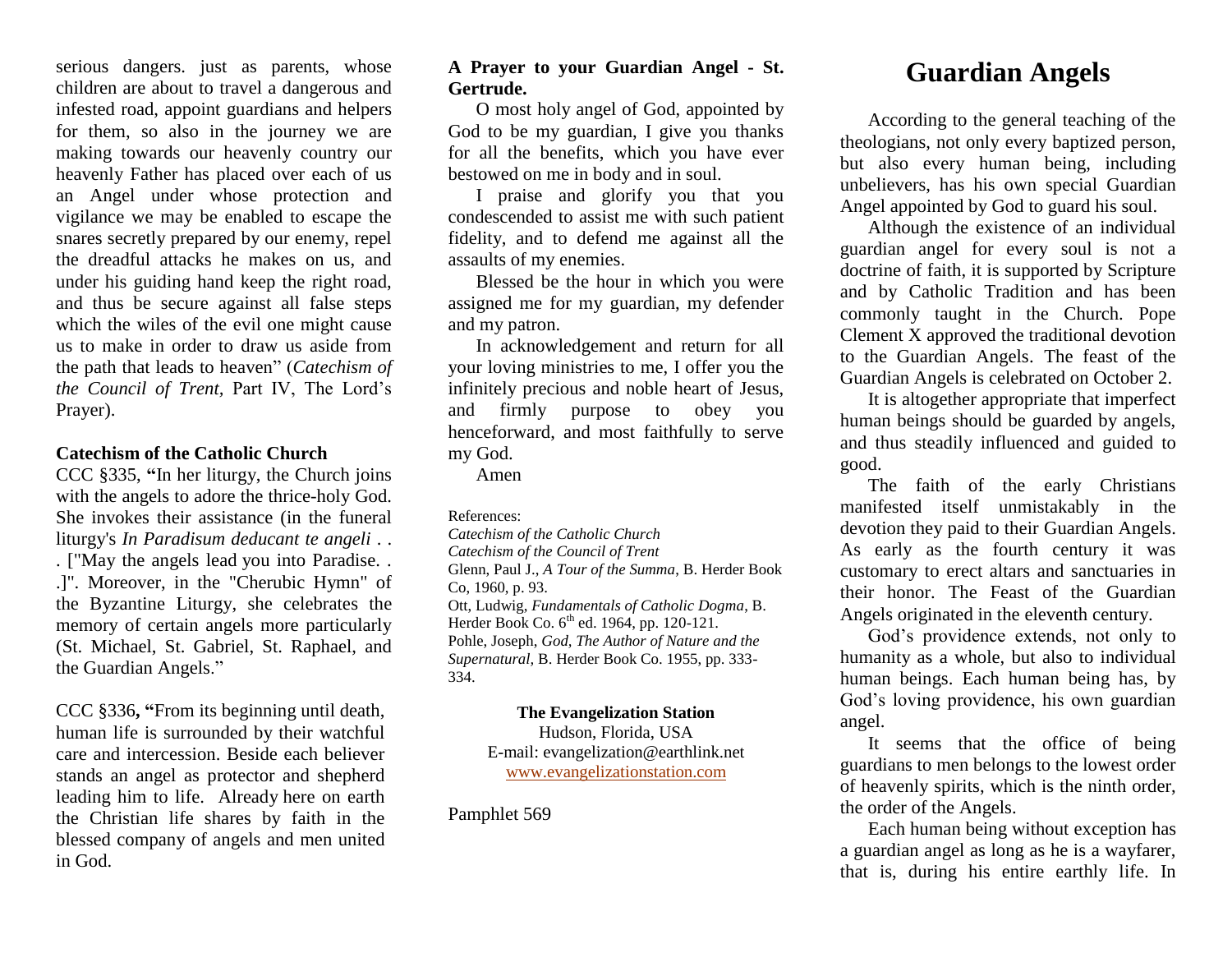serious dangers. just as parents, whose children are about to travel a dangerous and infested road, appoint guardians and helpers for them, so also in the journey we are making towards our heavenly country our heavenly Father has placed over each of us an Angel under whose protection and vigilance we may be enabled to escape the snares secretly prepared by our enemy, repel the dreadful attacks he makes on us, and under his guiding hand keep the right road, and thus be secure against all false steps which the wiles of the evil one might cause us to make in order to draw us aside from the path that leads to heaven" (*Catechism of the Council of Trent,* Part IV, The Lord's Prayer).

**Catechism of the Catholic Church**

CCC §335, **"**In her liturgy, the Church joins with the angels to adore the thrice-holy God. She invokes their assistance (in the funeral liturgy's *In Paradisum deducant te angeli* . . . ["May the angels lead you into Paradise. . .]". Moreover, in the "Cherubic Hymn" of the Byzantine Liturgy, she celebrates the memory of certain angels more particularly (St. Michael, St. Gabriel, St. Raphael, and the Guardian Angels."

CCC §336**, "**From its beginning until death, human life is surrounded by their watchful care and intercession. Beside each believer stands an angel as protector and shepherd leading him to life. Already here on earth the Christian life shares by faith in the blessed company of angels and men united in God.

**A Prayer to your Guardian Angel - St. Gertrude.**

O most holy angel of God, appointed by God to be my guardian, I give you thanks for all the benefits, which you have ever bestowed on me in body and in soul.

I praise and glorify you that you condescended to assist me with such patient fidelity, and to defend me against all the assaults of my enemies.

Blessed be the hour in which you were assigned me for my guardian, my defender and my patron.

In acknowledgement and return for all your loving ministries to me, I offer you the infinitely precious and noble heart of Jesus, and firmly purpose to obey you henceforward, and most faithfully to serve my God.

Amen

References:
*Catechism of the Catholic Church*
*Catechism of the Council of Trent*
Glenn, Paul J., *A Tour of the Summa*, B. Herder Book Co, 1960, p. 93.
Ott, Ludwig, *Fundamentals of Catholic Dogma*, B. Herder Book Co. 6th ed. 1964, pp. 120-121.
Pohle, Joseph, *God, The Author of Nature and the Supernatural,* B. Herder Book Co. 1955, pp. 333-334.

**The Evangelization Station**
Hudson, Florida, USA
E-mail: evangelization@earthlink.net
www.evangelizationstation.com

Pamphlet 569

# Guardian Angels

According to the general teaching of the theologians, not only every baptized person, but also every human being, including unbelievers, has his own special Guardian Angel appointed by God to guard his soul.

Although the existence of an individual guardian angel for every soul is not a doctrine of faith, it is supported by Scripture and by Catholic Tradition and has been commonly taught in the Church. Pope Clement X approved the traditional devotion to the Guardian Angels. The feast of the Guardian Angels is celebrated on October 2.

It is altogether appropriate that imperfect human beings should be guarded by angels, and thus steadily influenced and guided to good.

The faith of the early Christians manifested itself unmistakably in the devotion they paid to their Guardian Angels. As early as the fourth century it was customary to erect altars and sanctuaries in their honor. The Feast of the Guardian Angels originated in the eleventh century.

God's providence extends, not only to humanity as a whole, but also to individual human beings. Each human being has, by God's loving providence, his own guardian angel.

It seems that the office of being guardians to men belongs to the lowest order of heavenly spirits, which is the ninth order, the order of the Angels.

Each human being without exception has a guardian angel as long as he is a wayfarer, that is, during his entire earthly life. In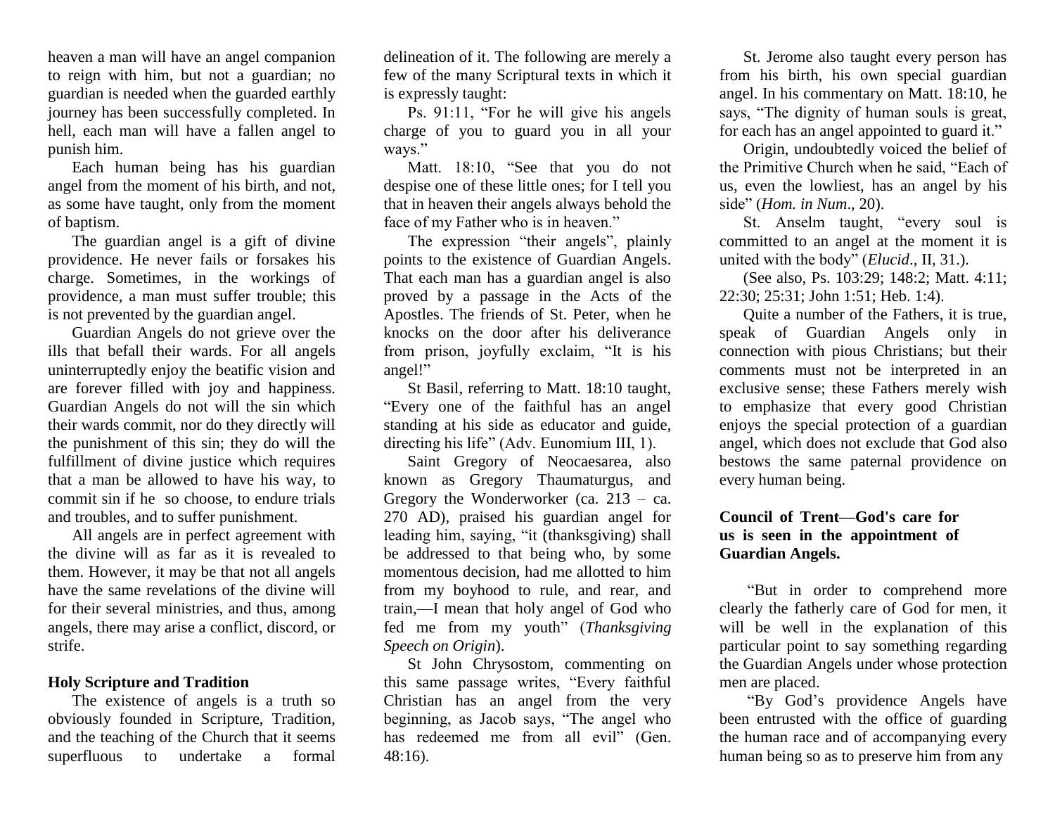heaven a man will have an angel companion to reign with him, but not a guardian; no guardian is needed when the guarded earthly journey has been successfully completed. In hell, each man will have a fallen angel to punish him.

Each human being has his guardian angel from the moment of his birth, and not, as some have taught, only from the moment of baptism.

The guardian angel is a gift of divine providence. He never fails or forsakes his charge. Sometimes, in the workings of providence, a man must suffer trouble; this is not prevented by the guardian angel.

Guardian Angels do not grieve over the ills that befall their wards. For all angels uninterruptedly enjoy the beatific vision and are forever filled with joy and happiness. Guardian Angels do not will the sin which their wards commit, nor do they directly will the punishment of this sin; they do will the fulfillment of divine justice which requires that a man be allowed to have his way, to commit sin if he so choose, to endure trials and troubles, and to suffer punishment.

All angels are in perfect agreement with the divine will as far as it is revealed to them. However, it may be that not all angels have the same revelations of the divine will for their several ministries, and thus, among angels, there may arise a conflict, discord, or strife.

**Holy Scripture and Tradition**

The existence of angels is a truth so obviously founded in Scripture, Tradition, and the teaching of the Church that it seems superfluous to undertake a formal delineation of it. The following are merely a few of the many Scriptural texts in which it is expressly taught:

Ps. 91:11, "For he will give his angels charge of you to guard you in all your ways."

Matt. 18:10, "See that you do not despise one of these little ones; for I tell you that in heaven their angels always behold the face of my Father who is in heaven."

The expression "their angels", plainly points to the existence of Guardian Angels. That each man has a guardian angel is also proved by a passage in the Acts of the Apostles. The friends of St. Peter, when he knocks on the door after his deliverance from prison, joyfully exclaim, "It is his angel!"

St Basil, referring to Matt. 18:10 taught, "Every one of the faithful has an angel standing at his side as educator and guide, directing his life" (Adv. Eunomium III, 1).

Saint Gregory of Neocaesarea, also known as Gregory Thaumaturgus, and Gregory the Wonderworker (ca. 213 – ca. 270 AD), praised his guardian angel for leading him, saying, "it (thanksgiving) shall be addressed to that being who, by some momentous decision, had me allotted to him from my boyhood to rule, and rear, and train,—I mean that holy angel of God who fed me from my youth" (*Thanksgiving Speech on Origin*).

St John Chrysostom, commenting on this same passage writes, "Every faithful Christian has an angel from the very beginning, as Jacob says, "The angel who has redeemed me from all evil" (Gen. 48:16).

St. Jerome also taught every person has from his birth, his own special guardian angel. In his commentary on Matt. 18:10, he says, "The dignity of human souls is great, for each has an angel appointed to guard it."

Origin, undoubtedly voiced the belief of the Primitive Church when he said, "Each of us, even the lowliest, has an angel by his side" (*Hom. in Num*., 20).

St. Anselm taught, "every soul is committed to an angel at the moment it is united with the body" (*Elucid*., II, 31.).

(See also, Ps. 103:29; 148:2; Matt. 4:11; 22:30; 25:31; John 1:51; Heb. 1:4).

Quite a number of the Fathers, it is true, speak of Guardian Angels only in connection with pious Christians; but their comments must not be interpreted in an exclusive sense; these Fathers merely wish to emphasize that every good Christian enjoys the special protection of a guardian angel, which does not exclude that God also bestows the same paternal providence on every human being.

**Council of Trent—God's care for us is seen in the appointment of Guardian Angels.**

"But in order to comprehend more clearly the fatherly care of God for men, it will be well in the explanation of this particular point to say something regarding the Guardian Angels under whose protection men are placed.

"By God's providence Angels have been entrusted with the office of guarding the human race and of accompanying every human being so as to preserve him from any